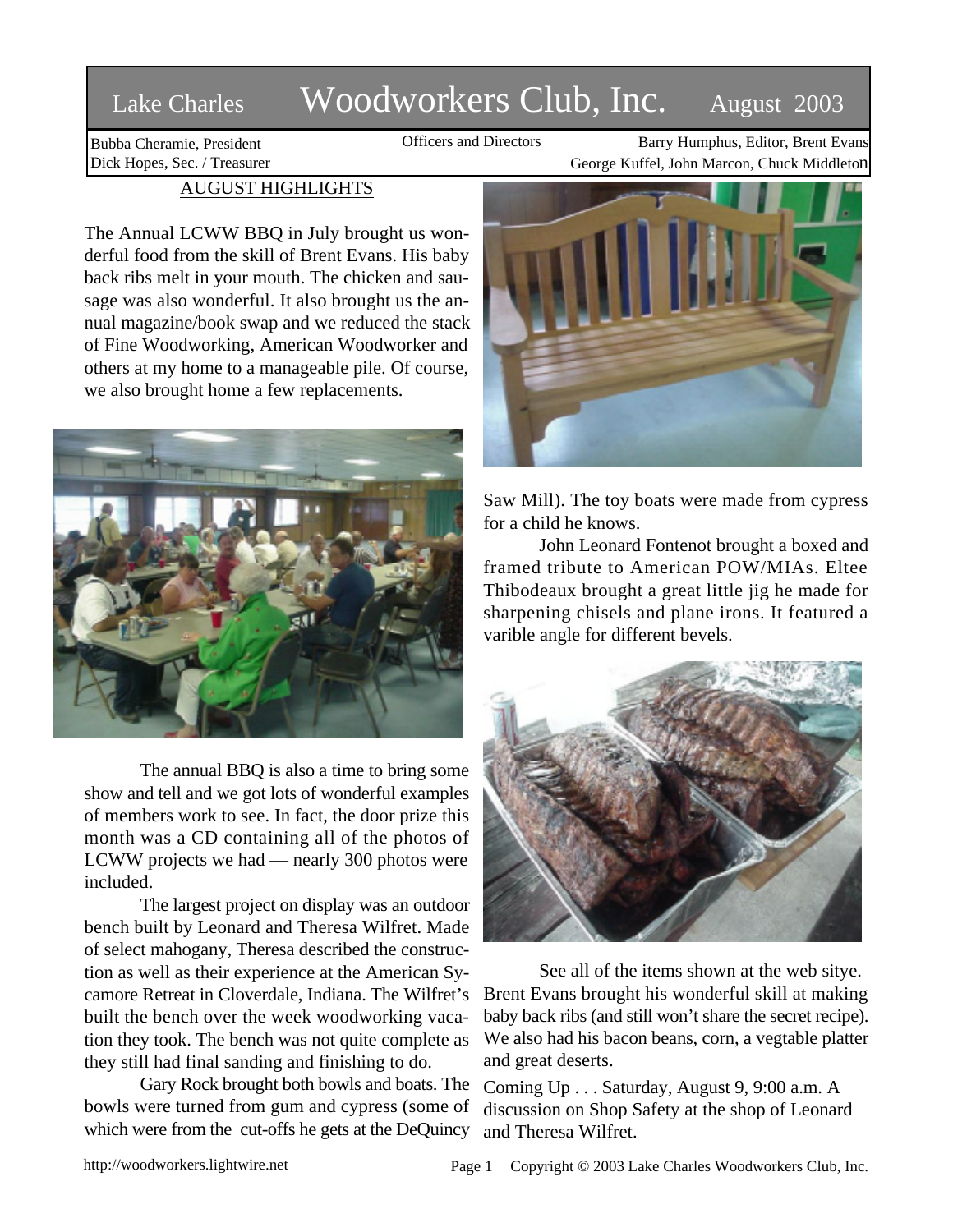# Lake Charles Woodworkers Club, Inc. August 2003

Bubba Cheramie, President
Dick Hopes, Sec. / Treasurer

Officers and Directors

Barry Humphus, Editor, Brent Evans
George Kuffel, John Marcon, Chuck Middleton

## AUGUST HIGHLIGHTS

The Annual LCWW BBQ in July brought us wonderful food from the skill of Brent Evans. His baby back ribs melt in your mouth. The chicken and sausage was also wonderful. It also brought us the annual magazine/book swap and we reduced the stack of Fine Woodworking, American Woodworker and others at my home to a manageable pile. Of course, we also brought home a few replacements.

The annual BBQ is also a time to bring some show and tell and we got lots of wonderful examples of members work to see. In fact, the door prize this month was a CD containing all of the photos of LCWW projects we had — nearly 300 photos were included.

The largest project on display was an outdoor bench built by Leonard and Theresa Wilfret. Made of select mahogany, Theresa described the construction as well as their experience at the American Sycamore Retreat in Cloverdale, Indiana. The Wilfret's built the bench over the week woodworking vacation they took. The bench was not quite complete as they still had final sanding and finishing to do.

Gary Rock brought both bowls and boats. The bowls were turned from gum and cypress (some of which were from the cut-offs he gets at the DeQuincy Saw Mill). The toy boats were made from cypress for a child he knows.

John Leonard Fontenot brought a boxed and framed tribute to American POW/MIAs. Eltee Thibodeaux brought a great little jig he made for sharpening chisels and plane irons. It featured a varible angle for different bevels.

See all of the items shown at the web sitye. Brent Evans brought his wonderful skill at making baby back ribs (and still won't share the secret recipe). We also had his bacon beans, corn, a vegtable platter and great deserts.

Coming Up . . . Saturday, August 9, 9:00 a.m. A discussion on Shop Safety at the shop of Leonard and Theresa Wilfret.

http://woodworkers.lightwire.net

Copyright © 2003 Lake Charles Woodworkers Club, Inc.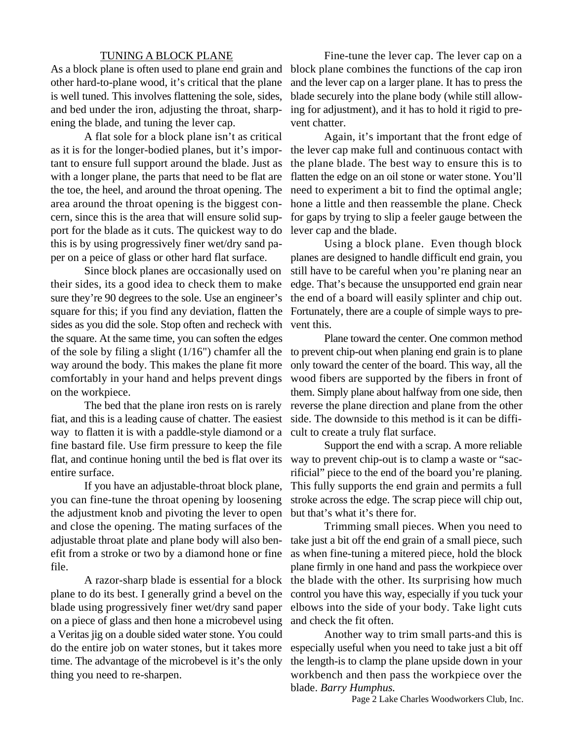## TUNING A BLOCK PLANE

As a block plane is often used to plane end grain and other hard-to-plane wood, it's critical that the plane is well tuned. This involves flattening the sole, sides, and bed under the iron, adjusting the throat, sharpening the blade, and tuning the lever cap.

A flat sole for a block plane isn't as critical as it is for the longer-bodied planes, but it's important to ensure full support around the blade. Just as with a longer plane, the parts that need to be flat are the toe, the heel, and around the throat opening. The area around the throat opening is the biggest concern, since this is the area that will ensure solid support for the blade as it cuts. The quickest way to do this is by using progressively finer wet/dry sand paper on a peice of glass or other hard flat surface.

Since block planes are occasionally used on their sides, its a good idea to check them to make sure they're 90 degrees to the sole. Use an engineer's square for this; if you find any deviation, flatten the sides as you did the sole. Stop often and recheck with the square. At the same time, you can soften the edges of the sole by filing a slight (1/16") chamfer all the way around the body. This makes the plane fit more comfortably in your hand and helps prevent dings on the workpiece.

The bed that the plane iron rests on is rarely fiat, and this is a leading cause of chatter. The easiest way to flatten it is with a paddle-style diamond or a fine bastard file. Use firm pressure to keep the file flat, and continue honing until the bed is flat over its entire surface.

If you have an adjustable-throat block plane, you can fine-tune the throat opening by loosening the adjustment knob and pivoting the lever to open and close the opening. The mating surfaces of the adjustable throat plate and plane body will also benefit from a stroke or two by a diamond hone or fine file.

A razor-sharp blade is essential for a block plane to do its best. I generally grind a bevel on the blade using progressively finer wet/dry sand paper on a piece of glass and then hone a microbevel using a Veritas jig on a double sided water stone. You could do the entire job on water stones, but it takes more time. The advantage of the microbevel is it's the only thing you need to re-sharpen.

Fine-tune the lever cap. The lever cap on a block plane combines the functions of the cap iron and the lever cap on a larger plane. It has to press the blade securely into the plane body (while still allowing for adjustment), and it has to hold it rigid to prevent chatter.

Again, it's important that the front edge of the lever cap make full and continuous contact with the plane blade. The best way to ensure this is to flatten the edge on an oil stone or water stone. You'll need to experiment a bit to find the optimal angle; hone a little and then reassemble the plane. Check for gaps by trying to slip a feeler gauge between the lever cap and the blade.

Using a block plane. Even though block planes are designed to handle difficult end grain, you still have to be careful when you're planing near an edge. That's because the unsupported end grain near the end of a board will easily splinter and chip out. Fortunately, there are a couple of simple ways to prevent this.

Plane toward the center. One common method to prevent chip-out when planing end grain is to plane only toward the center of the board. This way, all the wood fibers are supported by the fibers in front of them. Simply plane about halfway from one side, then reverse the plane direction and plane from the other side. The downside to this method is it can be difficult to create a truly flat surface.

Support the end with a scrap. A more reliable way to prevent chip-out is to clamp a waste or "sacrificial" piece to the end of the board you're planing. This fully supports the end grain and permits a full stroke across the edge. The scrap piece will chip out, but that's what it's there for.

Trimming small pieces. When you need to take just a bit off the end grain of a small piece, such as when fine-tuning a mitered piece, hold the block plane firmly in one hand and pass the workpiece over the blade with the other. Its surprising how much control you have this way, especially if you tuck your elbows into the side of your body. Take light cuts and check the fit often.

Another way to trim small parts-and this is especially useful when you need to take just a bit off the length-is to clamp the plane upside down in your workbench and then pass the workpiece over the blade. *Barry Humphus.*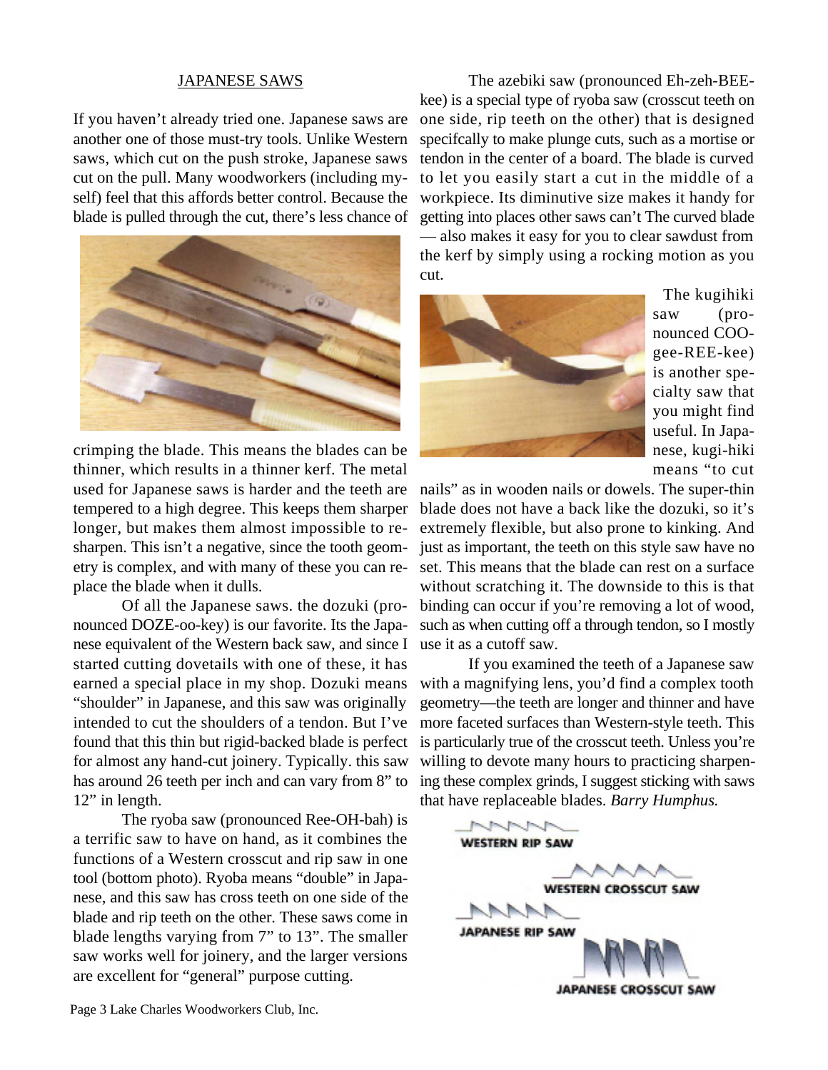## JAPANESE SAWS

If you haven't already tried one. Japanese saws are another one of those must-try tools. Unlike Western saws, which cut on the push stroke, Japanese saws cut on the pull. Many woodworkers (including myself) feel that this affords better control. Because the blade is pulled through the cut, there's less chance of crimping the blade. This means the blades can be thinner, which results in a thinner kerf. The metal used for Japanese saws is harder and the teeth are tempered to a high degree. This keeps them sharper longer, but makes them almost impossible to resharpen. This isn't a negative, since the tooth geometry is complex, and with many of these you can replace the blade when it dulls.

Of all the Japanese saws. the dozuki (pronounced DOZE-oo-key) is our favorite. Its the Japanese equivalent of the Western back saw, and since I started cutting dovetails with one of these, it has earned a special place in my shop. Dozuki means "shoulder" in Japanese, and this saw was originally intended to cut the shoulders of a tendon. But I've found that this thin but rigid-backed blade is perfect for almost any hand-cut joinery. Typically. this saw has around 26 teeth per inch and can vary from 8" to 12" in length.

The ryoba saw (pronounced Ree-OH-bah) is a terrific saw to have on hand, as it combines the functions of a Western crosscut and rip saw in one tool (bottom photo). Ryoba means "double" in Japanese, and this saw has cross teeth on one side of the blade and rip teeth on the other. These saws come in blade lengths varying from 7" to 13". The smaller saw works well for joinery, and the larger versions are excellent for "general" purpose cutting.

The azebiki saw (pronounced Eh-zeh-BEE-kee) is a special type of ryoba saw (crosscut teeth on one side, rip teeth on the other) that is designed specifcally to make plunge cuts, such as a mortise or tendon in the center of a board. The blade is curved to let you easily start a cut in the middle of a workpiece. Its diminutive size makes it handy for getting into places other saws can't The curved blade — also makes it easy for you to clear sawdust from the kerf by simply using a rocking motion as you cut.

The kugihiki saw (pronounced COO-gee-REE-kee) is another specialty saw that you might find useful. In Japanese, kugi-hiki means "to cut nails" as in wooden nails or dowels. The super-thin blade does not have a back like the dozuki, so it's extremely flexible, but also prone to kinking. And just as important, the teeth on this style saw have no set. This means that the blade can rest on a surface without scratching it. The downside to this is that binding can occur if you're removing a lot of wood, such as when cutting off a through tendon, so I mostly use it as a cutoff saw.

If you examined the teeth of a Japanese saw with a magnifying lens, you'd find a complex tooth geometry—the teeth are longer and thinner and have more faceted surfaces than Western-style teeth. This is particularly true of the crosscut teeth. Unless you're willing to devote many hours to practicing sharpening these complex grinds, I suggest sticking with saws that have replaceable blades. *Barry Humphus.*

WESTERN RIP SAW

WESTERN CROSSCUT SAW

JAPANESE RIP SAW

JAPANESE CROSSCUT SAW